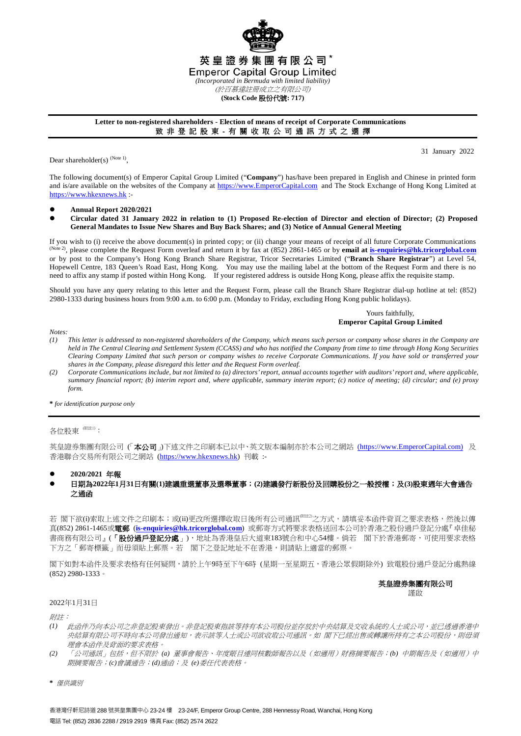# 英皇證券集團有限公司*

# Emperor Capital Group Limited

*(Incorporated in Bermuda with limited liability)*

*(於百慕達註冊成立之有限公司)*

**(Stock Code 股份代號: 717)**

---

**Letter to non-registered shareholders - Election of means of receipt of Corporate Communications**

**致 非 登 記 股 東 - 有 關 收 取 公 司 通 訊 方 式 之 選 擇**

---

31 January 2022

Dear shareholder(s) [(Note 1)],

The following document(s) of Emperor Capital Group Limited ("**Company**") has/have been prepared in English and Chinese in printed form and is/are available on the websites of the Company at https://www.EmperorCapital.com and The Stock Exchange of Hong Kong Limited at https://www.hkexnews.hk :-

- **Annual Report 2020/2021**
- **Circular dated 31 January 2022 in relation to (1) Proposed Re-election of Director and election of Director; (2) Proposed General Mandates to Issue New Shares and Buy Back Shares; and (3) Notice of Annual General Meeting**

If you wish to (i) receive the above document(s) in printed copy; or (ii) change your means of receipt of all future Corporate Communications [(Note 2)], please complete the Request Form overleaf and return it by fax at (852) 2861-1465 or by **email at is-enquiries@hk.tricorglobal.com** or by post to the Company's Hong Kong Branch Share Registrar, Tricor Secretaries Limited ("**Branch Share Registrar**") at Level 54, Hopewell Centre, 183 Queen's Road East, Hong Kong. You may use the mailing label at the bottom of the Request Form and there is no need to affix any stamp if posted within Hong Kong. If your registered address is outside Hong Kong, please affix the requisite stamp.

Should you have any query relating to this letter and the Request Form, please call the Branch Share Registrar dial-up hotline at tel: (852) 2980-1333 during business hours from 9:00 a.m. to 6:00 p.m. (Monday to Friday, excluding Hong Kong public holidays).

Yours faithfully,
**Emperor Capital Group Limited**

*Notes:*

*(1) This letter is addressed to non-registered shareholders of the Company, which means such person or company whose shares in the Company are held in The Central Clearing and Settlement System (CCASS) and who has notified the Company from time to time through Hong Kong Securities Clearing Company Limited that such person or company wishes to receive Corporate Communications. If you have sold or transferred your shares in the Company, please disregard this letter and the Request Form overleaf.*

*(2) Corporate Communications include, but not limited to (a) directors' report, annual accounts together with auditors' report and, where applicable, summary financial report; (b) interim report and, where applicable, summary interim report; (c) notice of meeting; (d) circular; and (e) proxy form.*

**\*** *for identification purpose only*

---

各位股東 [(附註1)]：

英皇證券集團有限公司（「**本公司**」)下述文件之印刷本已以中、英文版本編制亦於本公司之網站 (https://www.EmperorCapital.com) 及香港聯合交易所有限公司之網站 (https://www.hkexnews.hk) 刊載 :-

- **2020/2021 年報**
- **日期為2022年1月31日有關(1)建議重選董事及選舉董事；(2)建議發行新股份及回購股份之一般授權；及(3)股東週年大會通告之通函**

若 閣下欲(i)索取上述文件之印刷本；或(ii)更改所選擇收取日後所有公司通訊[(附註2)]之方式，請填妥本函件背頁之要求表格，然後以傳真(852) 2861-1465或**電郵** (**is-enquiries@hk.tricorglobal.com**) 或郵寄方式將要求表格送回本公司於香港之股份過戶登記分處『卓佳秘書商務有限公司』(「**股份過戶登記分處**」)，地址為香港皇后大道東183號合和中心54樓。倘若 閣下於香港郵寄，可使用要求表格下方之「郵寄標籤」而毋須貼上郵票。若 閣下之登記地址不在香港，則請貼上適當的郵票。

閣下如對本函件及要求表格有任何疑問，請於上午9時至下午6時 (星期一至星期五，香港公眾假期除外) 致電股份過戶登記分處熱線 (852) 2980-1333。

**英皇證券集團有限公司**
謹啟

2022年1月31日

*附註：*

*(1) 此函件乃向本公司之非登記股東發出。非登記股東指該等持有本公司股份並存放於中央結算及交收系統的人士或公司，並已透過香港中央結算有限公司不時向本公司發出通知，表示該等人士或公司欲收取公司通訊。如 閣下已經出售或轉讓所持有之本公司股份，則毋須理會本函件及背面的要求表格。*

*(2) 「公司通訊」包括，但不限於 (a) 董事會報告、年度賬目連同核數師報告以及（如適用）財務摘要報告；(b) 中期報告及（如適用）中期摘要報告；(c)會議通告；(d)通函；及 (e)委任代表表格。*

**\*** *僅供識別*

香港灣仔軒尼詩道 288 號英皇集團中心 23-24 樓 23-24/F, Emperor Group Centre, 288 Hennessy Road, Wanchai, Hong Kong

電話 Tel: (852) 2836 2288 / 2919 2919 傳真 Fax: (852) 2574 2622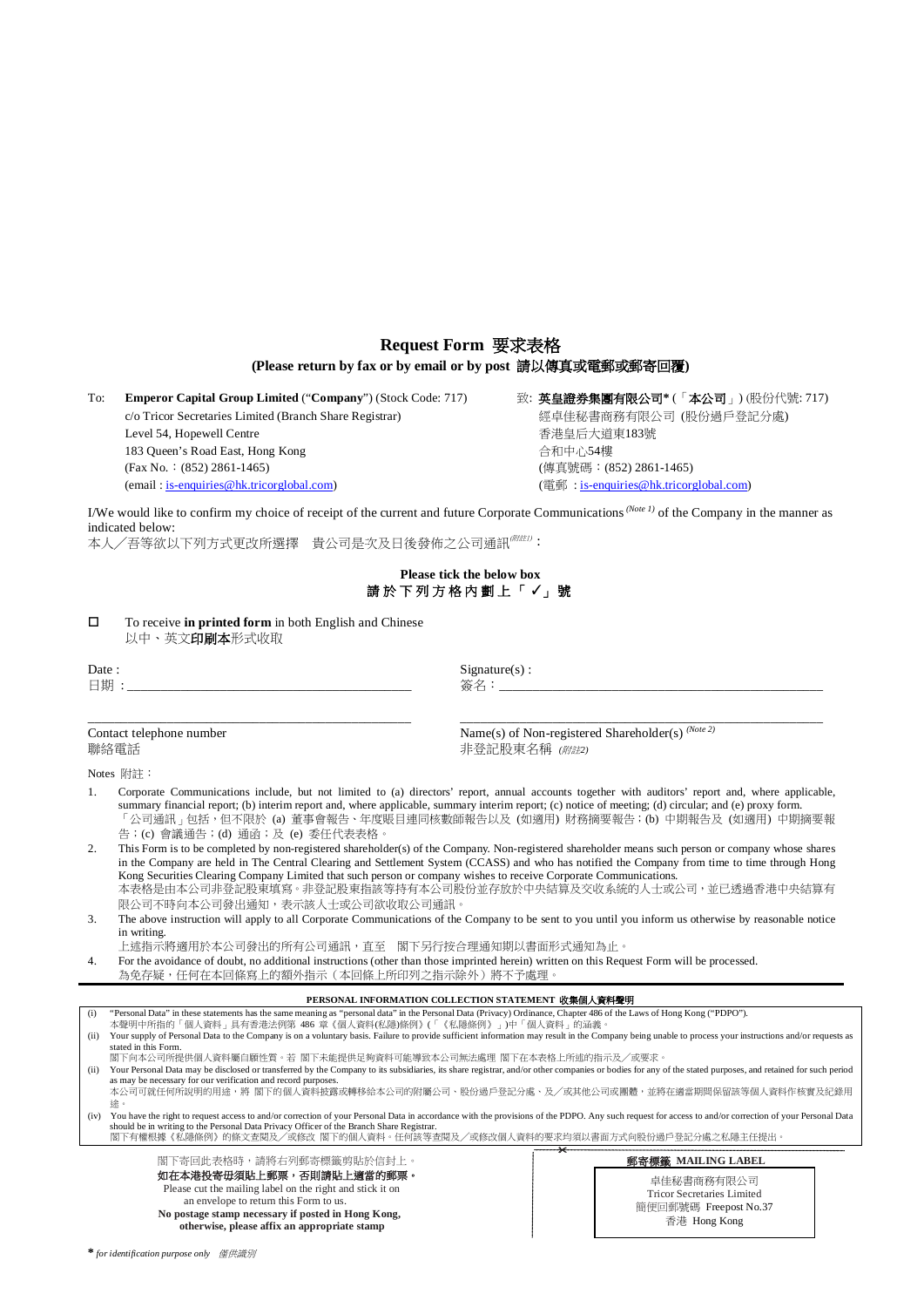# Request Form 要求表格

**(Please return by fax or by email or by post 請以傳真或電郵或郵寄回覆)**

To: **Emperor Capital Group Limited** ("**Company**") (Stock Code: 717)
c/o Tricor Secretaries Limited (Branch Share Registrar)
Level 54, Hopewell Centre
183 Queen's Road East, Hong Kong
(Fax No.：(852) 2861-1465)
(email : is-enquiries@hk.tricorglobal.com)

致: **英皇證券集團有限公司***（「**本公司**」）(股份代號: 717)
經卓佳秘書商務有限公司 (股份過戶登記分處)
香港皇后大道東183號
合和中心54樓
(傳真號碼：(852) 2861-1465)
(電郵 : is-enquiries@hk.tricorglobal.com)

I/We would like to confirm my choice of receipt of the current and future Corporate Communications *(Note 1)* of the Company in the manner as indicated below:
本人／吾等欲以下列方式更改所選擇 貴公司是次及日後發佈之公司通訊*(附註1)*：

**Please tick the below box**
**請於下列方格內劃上「✓」號**

☐ To receive **in printed form** in both English and Chinese
以中、英文**印刷本**形式收取

Date :
日期：________________________________

Signature(s) :
簽名：________________________________

________________________________
Contact telephone number
聯絡電話

________________________________
Name(s) of Non-registered Shareholder(s) *(Note 2)*
非登記股東名稱 *(附註2)*

Notes 附註：

1. Corporate Communications include, but not limited to (a) directors' report, annual accounts together with auditors' report and, where applicable, summary financial report; (b) interim report and, where applicable, summary interim report; (c) notice of meeting; (d) circular; and (e) proxy form.
「公司通訊」包括，但不限於 (a) 董事會報告、年度賬目連同核數師報告以及 (如適用) 財務摘要報告；(b) 中期報告及 (如適用) 中期摘要報告；(c) 會議通告；(d) 通函；及 (e) 委任代表表格。
2. This Form is to be completed by non-registered shareholder(s) of the Company. Non-registered shareholder means such person or company whose shares in the Company are held in The Central Clearing and Settlement System (CCASS) and who has notified the Company from time to time through Hong Kong Securities Clearing Company Limited that such person or company wishes to receive Corporate Communications.
本表格是由本公司非登記股東填寫。非登記股東指該等持有本公司股份並存放於中央結算及交收系統的人士或公司，並已透過香港中央結算有限公司不時向本公司發出通知，表示該人士或公司欲收取公司通訊。
3. The above instruction will apply to all Corporate Communications of the Company to be sent to you until you inform us otherwise by reasonable notice in writing.
上述指示將適用於本公司發出的所有公司通訊，直至 閣下另行按合理通知期以書面形式通知為止。
4. For the avoidance of doubt, no additional instructions (other than those imprinted herein) written on this Request Form will be processed.
為免存疑，任何在本回條寫上的額外指示（本回條上所印列之指示除外）將不予處理。

**PERSONAL INFORMATION COLLECTION STATEMENT 收集個人資料聲明**

(i) "Personal Data" in these statements has the same meaning as "personal data" in the Personal Data (Privacy) Ordinance, Chapter 486 of the Laws of Hong Kong ("PDPO").
本聲明中所指的「個人資料」具有香港法例第 486 章《個人資料(私隱)條例》(「《私隱條例》」)中「個人資料」的涵義。

(ii) Your supply of Personal Data to the Company is on a voluntary basis. Failure to provide sufficient information may result in the Company being unable to process your instructions and/or requests as stated in this Form.
閣下向本公司所提供個人資料屬自願性質。若 閣下未能提供足夠資料可能導致本公司無法處理 閣下在本表格上所述的指示及／或要求。

(ii) Your Personal Data may be disclosed or transferred by the Company to its subsidiaries, its share registrar, and/or other companies or bodies for any of the stated purposes, and retained for such period as may be necessary for our verification and record purposes.
本公司可就任何所說明的用途，將 閣下的個人資料披露或轉移給本公司的附屬公司、股份過戶登記分處、及／或其他公司或團體，並將在適當期間保留該等個人資料作核實及紀錄用途。

(iv) You have the right to request access to and/or correction of your Personal Data in accordance with the provisions of the PDPO. Any such request for access to and/or correction of your Personal Data should be in writing to the Personal Data Privacy Officer of the Branch Share Registrar.
閣下有權根據《私隱條例》的條文查閱及／或修改 閣下的個人資料。任何該等查閱及／或修改個人資料的要求均須以書面方式向股份過戶登記分處之私隱主任提出。

閣下寄回此表格時，請將右列郵寄標籤剪貼於信封上。
**如在本港投寄毋須貼上郵票，否則請貼上適當的郵票。**
Please cut the mailing label on the right and stick it on an envelope to return this Form to us.
**No postage stamp necessary if posted in Hong Kong, otherwise, please affix an appropriate stamp**

**郵寄標籤 MAILING LABEL**

卓佳秘書商務有限公司
Tricor Secretaries Limited
簡便回郵號碼 Freepost No.37
香港 Hong Kong

\* *for identification purpose only 僅供識別*